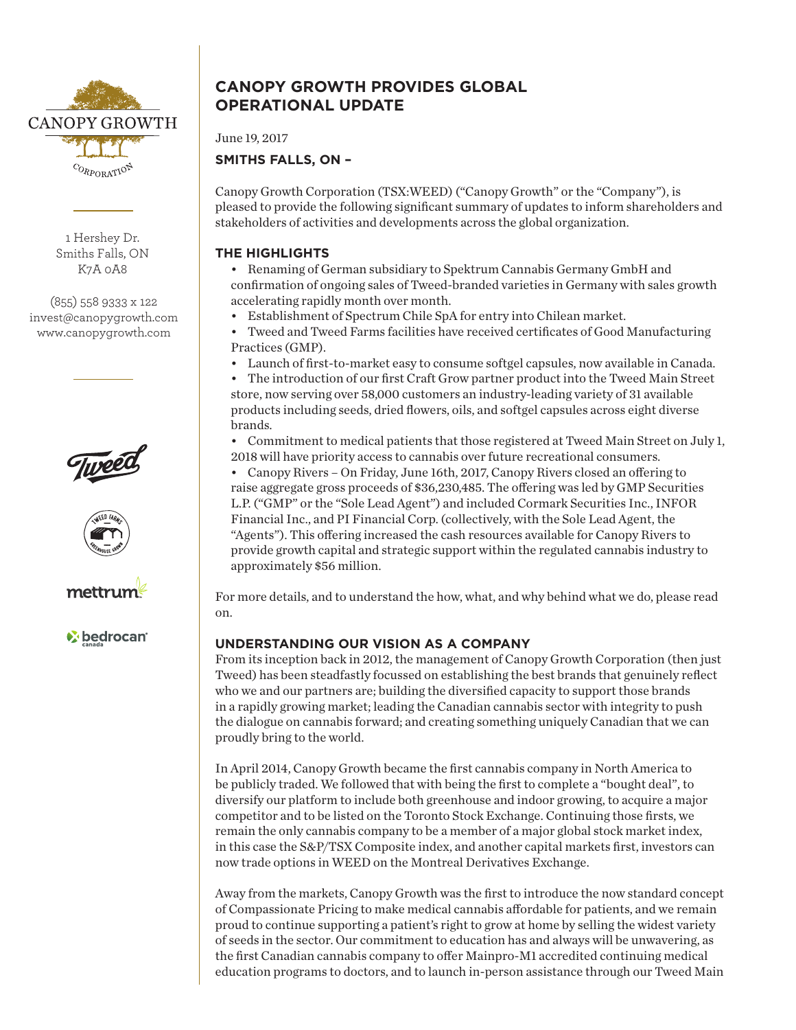CANOPY GROWTH CORPORATION

1 Hershey Dr.
Smiths Falls, ON
K7A 0A8

(855) 558 9333 x 122
invest@canopygrowth.com
www.canopygrowth.com

# CANOPY GROWTH PROVIDES GLOBAL OPERATIONAL UPDATE

June 19, 2017

**SMITHS FALLS, ON –**

Canopy Growth Corporation (TSX:WEED) ("Canopy Growth" or the "Company"), is pleased to provide the following significant summary of updates to inform shareholders and stakeholders of activities and developments across the global organization.

## THE HIGHLIGHTS

- Renaming of German subsidiary to Spektrum Cannabis Germany GmbH and confirmation of ongoing sales of Tweed-branded varieties in Germany with sales growth accelerating rapidly month over month.
- Establishment of Spectrum Chile SpA for entry into Chilean market.
- Tweed and Tweed Farms facilities have received certificates of Good Manufacturing Practices (GMP).
- Launch of first-to-market easy to consume softgel capsules, now available in Canada.
- The introduction of our first Craft Grow partner product into the Tweed Main Street store, now serving over 58,000 customers an industry-leading variety of 31 available products including seeds, dried flowers, oils, and softgel capsules across eight diverse brands.
- Commitment to medical patients that those registered at Tweed Main Street on July 1, 2018 will have priority access to cannabis over future recreational consumers.
- Canopy Rivers – On Friday, June 16th, 2017, Canopy Rivers closed an offering to raise aggregate gross proceeds of $36,230,485. The offering was led by GMP Securities L.P. ("GMP" or the "Sole Lead Agent") and included Cormark Securities Inc., INFOR Financial Inc., and PI Financial Corp. (collectively, with the Sole Lead Agent, the "Agents"). This offering increased the cash resources available for Canopy Rivers to provide growth capital and strategic support within the regulated cannabis industry to approximately $56 million.

For more details, and to understand the how, what, and why behind what we do, please read on.

## UNDERSTANDING OUR VISION AS A COMPANY

From its inception back in 2012, the management of Canopy Growth Corporation (then just Tweed) has been steadfastly focussed on establishing the best brands that genuinely reflect who we and our partners are; building the diversified capacity to support those brands in a rapidly growing market; leading the Canadian cannabis sector with integrity to push the dialogue on cannabis forward; and creating something uniquely Canadian that we can proudly bring to the world.

In April 2014, Canopy Growth became the first cannabis company in North America to be publicly traded. We followed that with being the first to complete a "bought deal", to diversify our platform to include both greenhouse and indoor growing, to acquire a major competitor and to be listed on the Toronto Stock Exchange. Continuing those firsts, we remain the only cannabis company to be a member of a major global stock market index, in this case the S&P/TSX Composite index, and another capital markets first, investors can now trade options in WEED on the Montreal Derivatives Exchange.

Away from the markets, Canopy Growth was the first to introduce the now standard concept of Compassionate Pricing to make medical cannabis affordable for patients, and we remain proud to continue supporting a patient's right to grow at home by selling the widest variety of seeds in the sector. Our commitment to education has and always will be unwavering, as the first Canadian cannabis company to offer Mainpro-M1 accredited continuing medical education programs to doctors, and to launch in-person assistance through our Tweed Main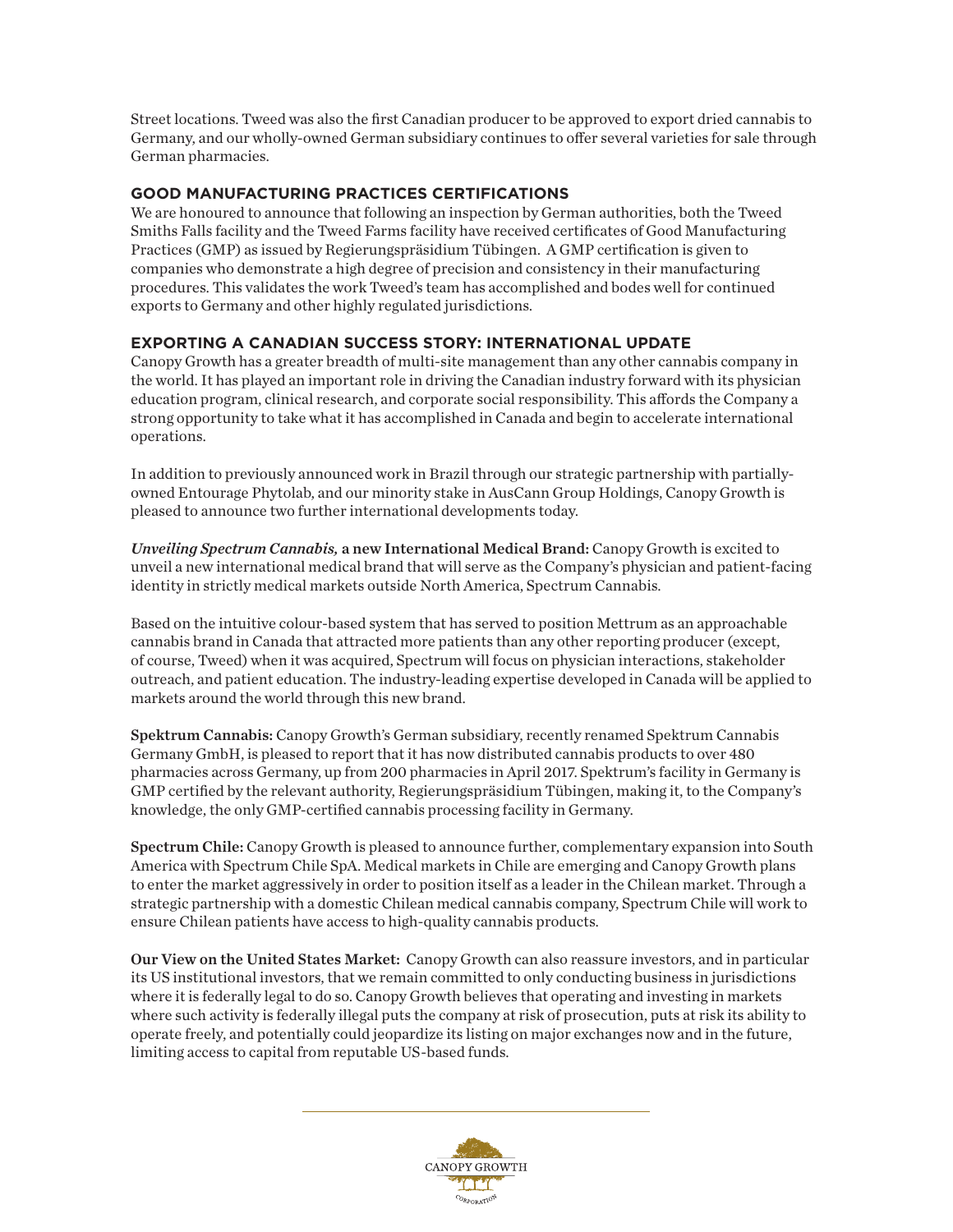Street locations. Tweed was also the first Canadian producer to be approved to export dried cannabis to Germany, and our wholly-owned German subsidiary continues to offer several varieties for sale through German pharmacies.

## GOOD MANUFACTURING PRACTICES CERTIFICATIONS

We are honoured to announce that following an inspection by German authorities, both the Tweed Smiths Falls facility and the Tweed Farms facility have received certificates of Good Manufacturing Practices (GMP) as issued by Regierungspräsidium Tübingen. A GMP certification is given to companies who demonstrate a high degree of precision and consistency in their manufacturing procedures. This validates the work Tweed's team has accomplished and bodes well for continued exports to Germany and other highly regulated jurisdictions.

## EXPORTING A CANADIAN SUCCESS STORY: INTERNATIONAL UPDATE

Canopy Growth has a greater breadth of multi-site management than any other cannabis company in the world. It has played an important role in driving the Canadian industry forward with its physician education program, clinical research, and corporate social responsibility. This affords the Company a strong opportunity to take what it has accomplished in Canada and begin to accelerate international operations.

In addition to previously announced work in Brazil through our strategic partnership with partially-owned Entourage Phytolab, and our minority stake in AusCann Group Holdings, Canopy Growth is pleased to announce two further international developments today.

***Unveiling Spectrum Cannabis,* a new International Medical Brand:** Canopy Growth is excited to unveil a new international medical brand that will serve as the Company's physician and patient-facing identity in strictly medical markets outside North America, Spectrum Cannabis.

Based on the intuitive colour-based system that has served to position Mettrum as an approachable cannabis brand in Canada that attracted more patients than any other reporting producer (except, of course, Tweed) when it was acquired, Spectrum will focus on physician interactions, stakeholder outreach, and patient education. The industry-leading expertise developed in Canada will be applied to markets around the world through this new brand.

**Spektrum Cannabis:** Canopy Growth's German subsidiary, recently renamed Spektrum Cannabis Germany GmbH, is pleased to report that it has now distributed cannabis products to over 480 pharmacies across Germany, up from 200 pharmacies in April 2017. Spektrum's facility in Germany is GMP certified by the relevant authority, Regierungspräsidium Tübingen, making it, to the Company's knowledge, the only GMP-certified cannabis processing facility in Germany.

**Spectrum Chile:** Canopy Growth is pleased to announce further, complementary expansion into South America with Spectrum Chile SpA. Medical markets in Chile are emerging and Canopy Growth plans to enter the market aggressively in order to position itself as a leader in the Chilean market. Through a strategic partnership with a domestic Chilean medical cannabis company, Spectrum Chile will work to ensure Chilean patients have access to high-quality cannabis products.

**Our View on the United States Market:** Canopy Growth can also reassure investors, and in particular its US institutional investors, that we remain committed to only conducting business in jurisdictions where it is federally legal to do so. Canopy Growth believes that operating and investing in markets where such activity is federally illegal puts the company at risk of prosecution, puts at risk its ability to operate freely, and potentially could jeopardize its listing on major exchanges now and in the future, limiting access to capital from reputable US-based funds.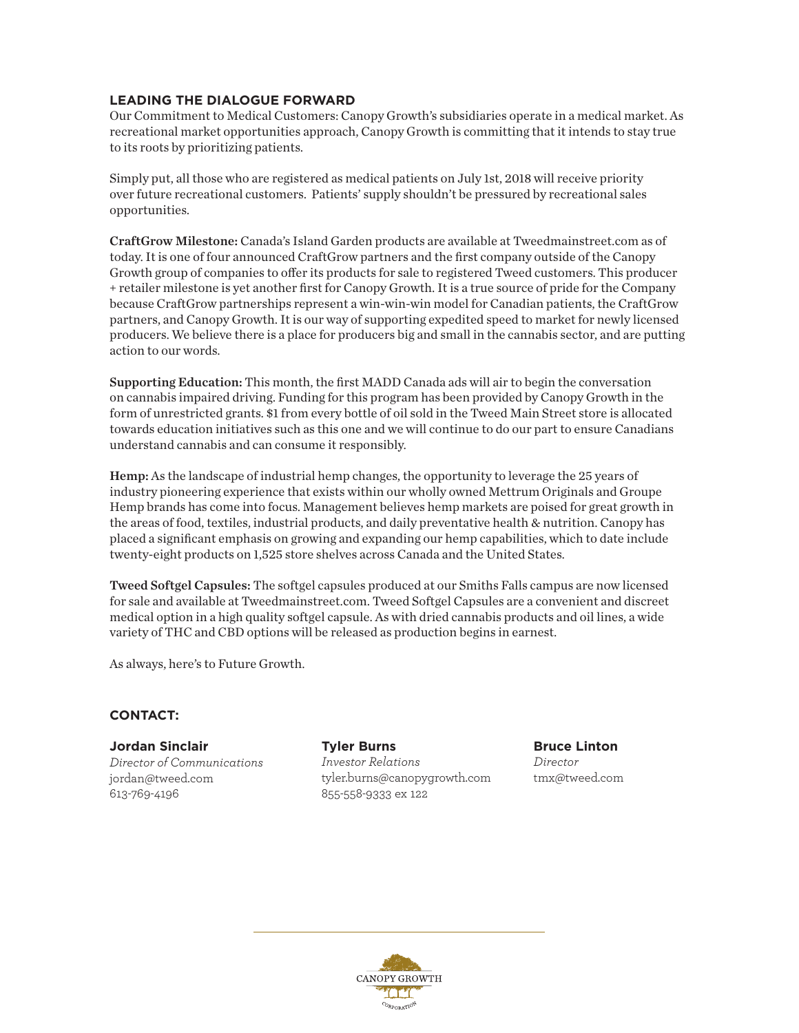## LEADING THE DIALOGUE FORWARD

Our Commitment to Medical Customers: Canopy Growth's subsidiaries operate in a medical market. As recreational market opportunities approach, Canopy Growth is committing that it intends to stay true to its roots by prioritizing patients.

Simply put, all those who are registered as medical patients on July 1st, 2018 will receive priority over future recreational customers. Patients' supply shouldn't be pressured by recreational sales opportunities.

**CraftGrow Milestone:** Canada's Island Garden products are available at Tweedmainstreet.com as of today. It is one of four announced CraftGrow partners and the first company outside of the Canopy Growth group of companies to offer its products for sale to registered Tweed customers. This producer + retailer milestone is yet another first for Canopy Growth. It is a true source of pride for the Company because CraftGrow partnerships represent a win-win-win model for Canadian patients, the CraftGrow partners, and Canopy Growth. It is our way of supporting expedited speed to market for newly licensed producers. We believe there is a place for producers big and small in the cannabis sector, and are putting action to our words.

**Supporting Education:** This month, the first MADD Canada ads will air to begin the conversation on cannabis impaired driving. Funding for this program has been provided by Canopy Growth in the form of unrestricted grants. $1 from every bottle of oil sold in the Tweed Main Street store is allocated towards education initiatives such as this one and we will continue to do our part to ensure Canadians understand cannabis and can consume it responsibly.

**Hemp:** As the landscape of industrial hemp changes, the opportunity to leverage the 25 years of industry pioneering experience that exists within our wholly owned Mettrum Originals and Groupe Hemp brands has come into focus. Management believes hemp markets are poised for great growth in the areas of food, textiles, industrial products, and daily preventative health & nutrition. Canopy has placed a significant emphasis on growing and expanding our hemp capabilities, which to date include twenty-eight products on 1,525 store shelves across Canada and the United States.

**Tweed Softgel Capsules:** The softgel capsules produced at our Smiths Falls campus are now licensed for sale and available at Tweedmainstreet.com. Tweed Softgel Capsules are a convenient and discreet medical option in a high quality softgel capsule. As with dried cannabis products and oil lines, a wide variety of THC and CBD options will be released as production begins in earnest.

As always, here's to Future Growth.

## CONTACT:

**Jordan Sinclair**
*Director of Communications*
jordan@tweed.com
613-769-4196

**Tyler Burns**
*Investor Relations*
tyler.burns@canopygrowth.com
855-558-9333 ex 122

**Bruce Linton**
*Director*
tmx@tweed.com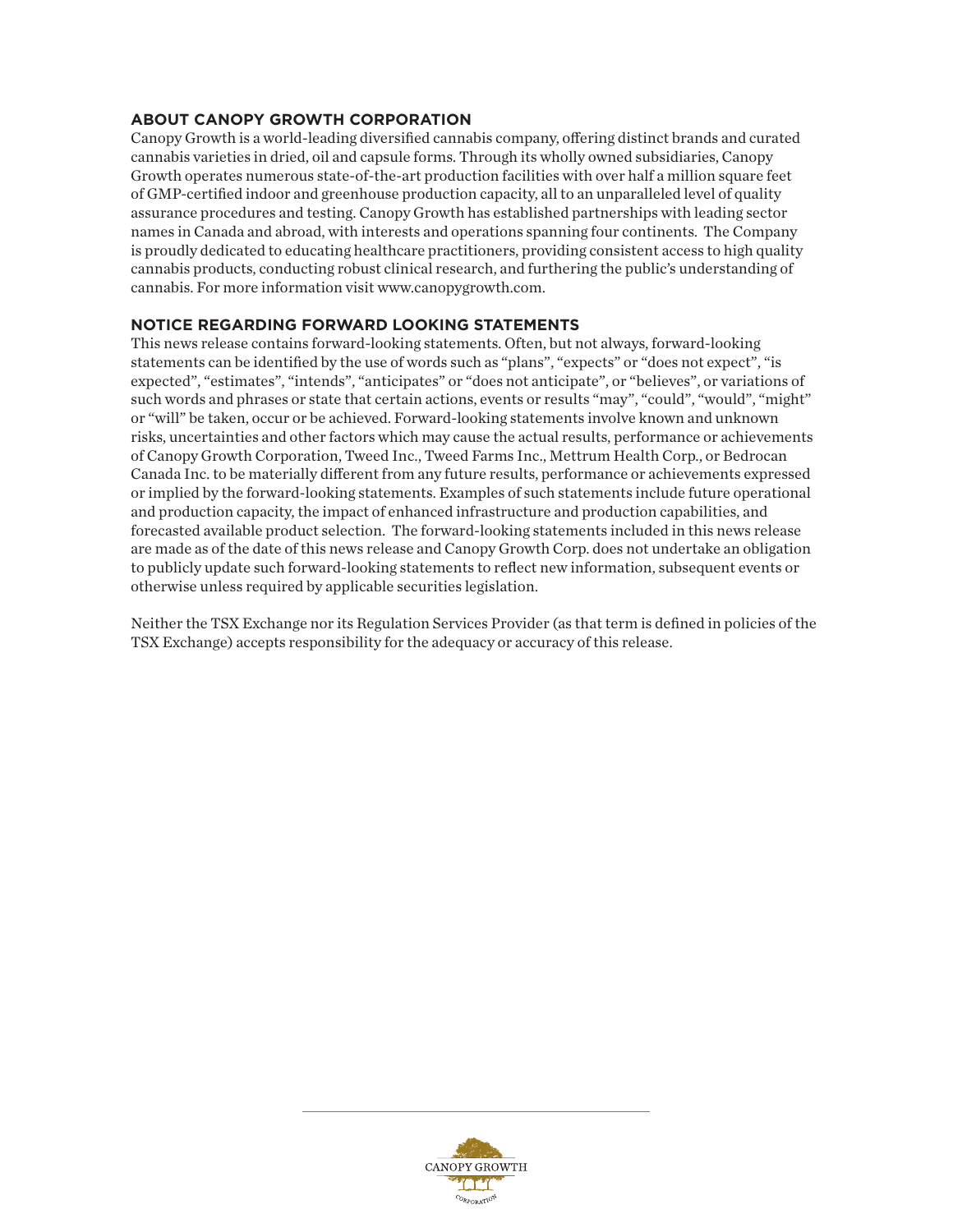## ABOUT CANOPY GROWTH CORPORATION

Canopy Growth is a world-leading diversified cannabis company, offering distinct brands and curated cannabis varieties in dried, oil and capsule forms. Through its wholly owned subsidiaries, Canopy Growth operates numerous state-of-the-art production facilities with over half a million square feet of GMP-certified indoor and greenhouse production capacity, all to an unparalleled level of quality assurance procedures and testing. Canopy Growth has established partnerships with leading sector names in Canada and abroad, with interests and operations spanning four continents. The Company is proudly dedicated to educating healthcare practitioners, providing consistent access to high quality cannabis products, conducting robust clinical research, and furthering the public's understanding of cannabis. For more information visit www.canopygrowth.com.

## NOTICE REGARDING FORWARD LOOKING STATEMENTS

This news release contains forward-looking statements. Often, but not always, forward-looking statements can be identified by the use of words such as "plans", "expects" or "does not expect", "is expected", "estimates", "intends", "anticipates" or "does not anticipate", or "believes", or variations of such words and phrases or state that certain actions, events or results "may", "could", "would", "might" or "will" be taken, occur or be achieved. Forward-looking statements involve known and unknown risks, uncertainties and other factors which may cause the actual results, performance or achievements of Canopy Growth Corporation, Tweed Inc., Tweed Farms Inc., Mettrum Health Corp., or Bedrocan Canada Inc. to be materially different from any future results, performance or achievements expressed or implied by the forward-looking statements. Examples of such statements include future operational and production capacity, the impact of enhanced infrastructure and production capabilities, and forecasted available product selection. The forward-looking statements included in this news release are made as of the date of this news release and Canopy Growth Corp. does not undertake an obligation to publicly update such forward-looking statements to reflect new information, subsequent events or otherwise unless required by applicable securities legislation.

Neither the TSX Exchange nor its Regulation Services Provider (as that term is defined in policies of the TSX Exchange) accepts responsibility for the adequacy or accuracy of this release.